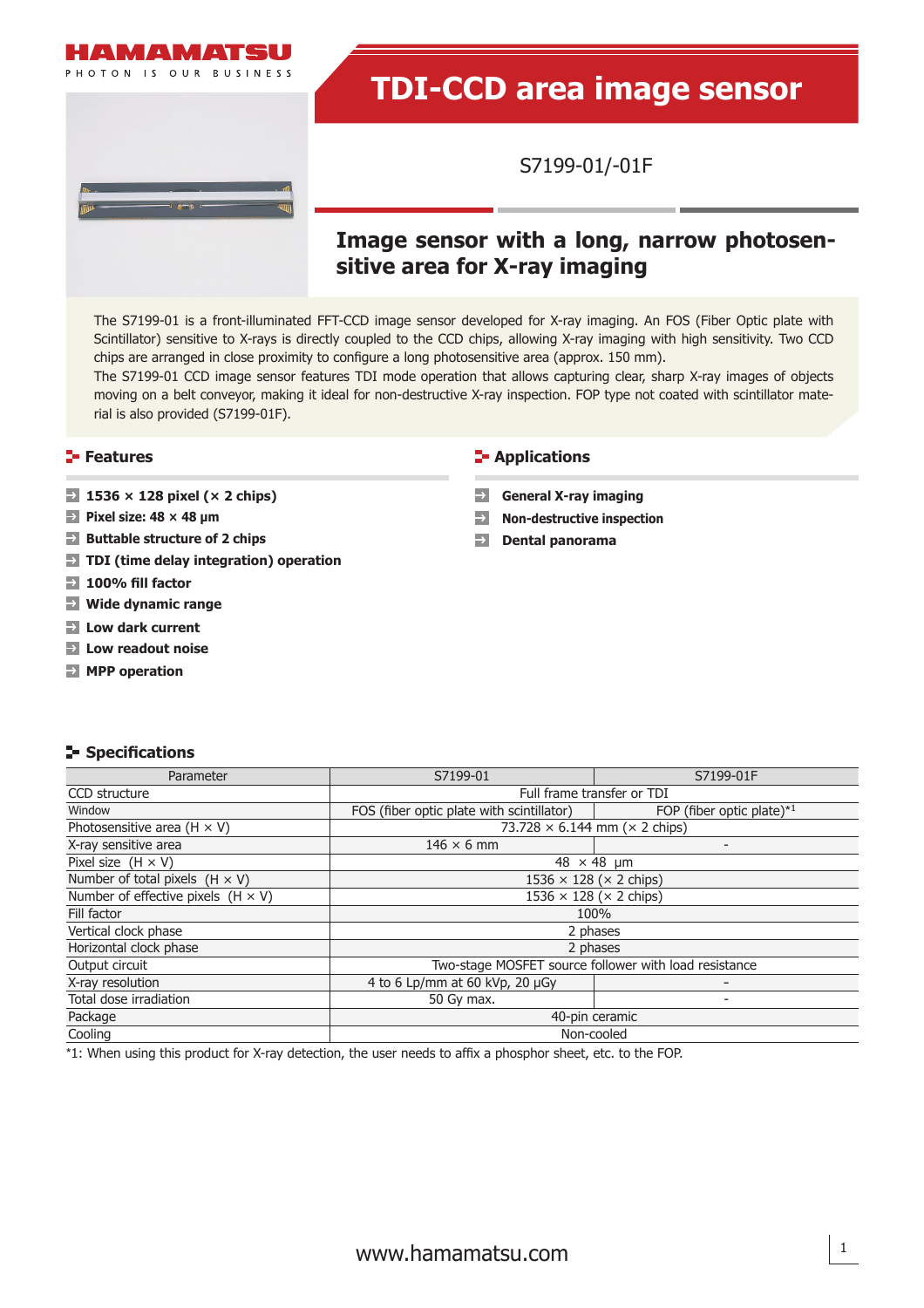HAMAMATSU

PHOTON IS OUR BUSINESS

# TDI-CCD area image sensor

S7199-01/-01F

## Image sensor with a long, narrow photosensitive area for X-ray imaging

The S7199-01 is a front-illuminated FFT-CCD image sensor developed for X-ray imaging. An FOS (Fiber Optic plate with Scintillator) sensitive to X-rays is directly coupled to the CCD chips, allowing X-ray imaging with high sensitivity. Two CCD chips are arranged in close proximity to configure a long photosensitive area (approx. 150 mm).
The S7199-01 CCD image sensor features TDI mode operation that allows capturing clear, sharp X-ray images of objects moving on a belt conveyor, making it ideal for non-destructive X-ray inspection. FOP type not coated with scintillator material is also provided (S7199-01F).

## Features

- **1536 × 128 pixel (× 2 chips)**
- **Pixel size: 48 × 48 μm**
- **Buttable structure of 2 chips**
- **TDI (time delay integration) operation**
- **100% fill factor**
- **Wide dynamic range**
- **Low dark current**
- **Low readout noise**
- **MPP operation**

## Applications

- **General X-ray imaging**
- **Non-destructive inspection**
- **Dental panorama**

## Specifications

| Parameter | S7199-01 | S7199-01F |
|---|---|---|
| CCD structure | Full frame transfer or TDI | |
| Window | FOS (fiber optic plate with scintillator) | FOP (fiber optic plate)*1 |
| Photosensitive area (H × V) | 73.728 × 6.144 mm (× 2 chips) | |
| X-ray sensitive area | 146 × 6 mm | - |
| Pixel size (H × V) | 48 × 48 μm | |
| Number of total pixels (H × V) | 1536 × 128 (× 2 chips) | |
| Number of effective pixels (H × V) | 1536 × 128 (× 2 chips) | |
| Fill factor | 100% | |
| Vertical clock phase | 2 phases | |
| Horizontal clock phase | 2 phases | |
| Output circuit | Two-stage MOSFET source follower with load resistance | |
| X-ray resolution | 4 to 6 Lp/mm at 60 kVp, 20 μGy | - |
| Total dose irradiation | 50 Gy max. | - |
| Package | 40-pin ceramic | |
| Cooling | Non-cooled | |

*1: When using this product for X-ray detection, the user needs to affix a phosphor sheet, etc. to the FOP.

www.hamamatsu.com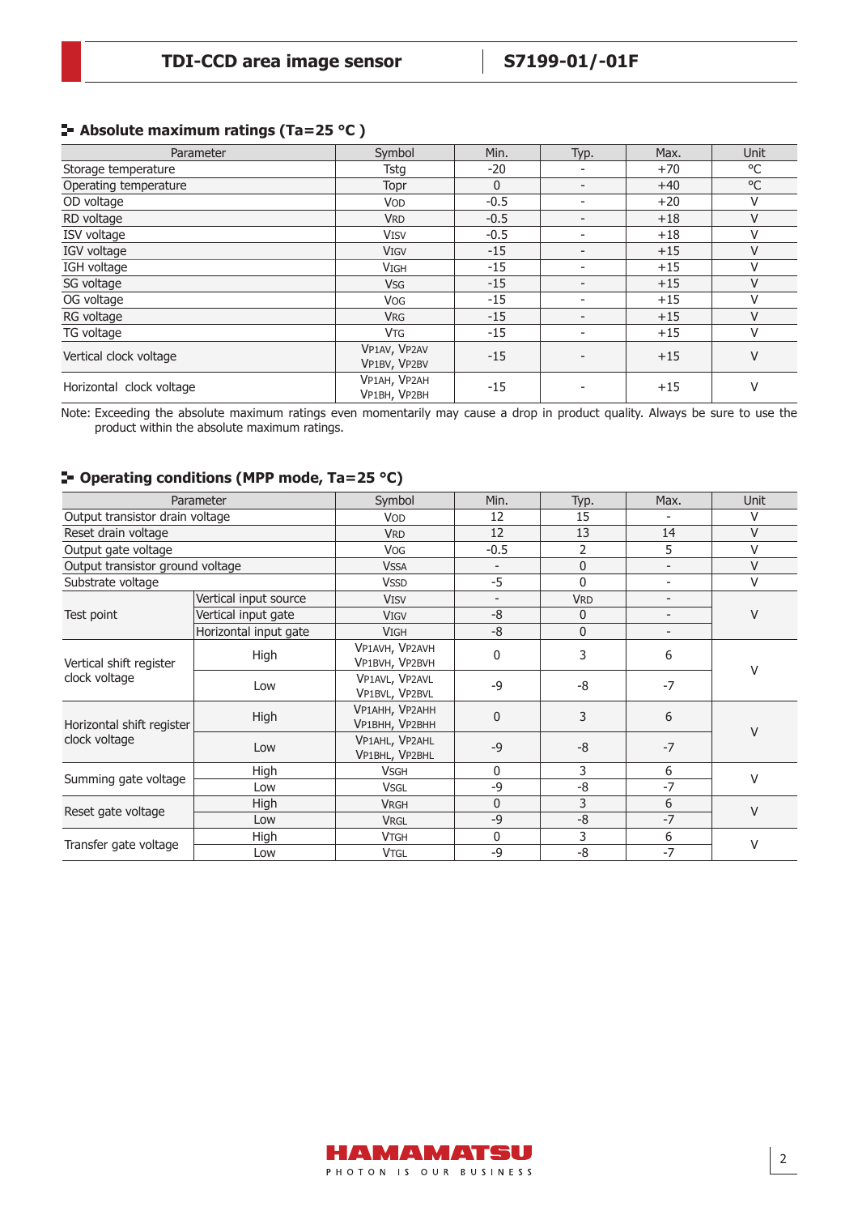## Absolute maximum ratings (Ta=25 °C )

| Parameter | Symbol | Min. | Typ. | Max. | Unit |
|---|---|---|---|---|---|
| Storage temperature | Tstg | -20 | - | +70 | °C |
| Operating temperature | Topr | 0 | - | +40 | °C |
| OD voltage | VOD | -0.5 | - | +20 | V |
| RD voltage | VRD | -0.5 | - | +18 | V |
| ISV voltage | VISV | -0.5 | - | +18 | V |
| IGV voltage | VIGV | -15 | - | +15 | V |
| IGH voltage | VIGH | -15 | - | +15 | V |
| SG voltage | VSG | -15 | - | +15 | V |
| OG voltage | VOG | -15 | - | +15 | V |
| RG voltage | VRG | -15 | - | +15 | V |
| TG voltage | VTG | -15 | - | +15 | V |
| Vertical clock voltage | VP1AV, VP2AV VP1BV, VP2BV | -15 | - | +15 | V |
| Horizontal clock voltage | VP1AH, VP2AH VP1BH, VP2BH | -15 | - | +15 | V |

Note: Exceeding the absolute maximum ratings even momentarily may cause a drop in product quality. Always be sure to use the product within the absolute maximum ratings.

## Operating conditions (MPP mode, Ta=25 °C)

| Parameter | | Symbol | Min. | Typ. | Max. | Unit |
|---|---|---|---|---|---|---|
| Output transistor drain voltage | | VOD | 12 | 15 | - | V |
| Reset drain voltage | | VRD | 12 | 13 | 14 | V |
| Output gate voltage | | VOG | -0.5 | 2 | 5 | V |
| Output transistor ground voltage | | VSSA | - | 0 | - | V |
| Substrate voltage | | VSSD | -5 | 0 | - | V |
| Test point | Vertical input source | VISV | - | VRD | - | V |
| | Vertical input gate | VIGV | -8 | 0 | - | |
| | Horizontal input gate | VIGH | -8 | 0 | - | |
| Vertical shift register clock voltage | High | VP1AVH, VP2AVH VP1BVH, VP2BVH | 0 | 3 | 6 | V |
| | Low | VP1AVL, VP2AVL VP1BVL, VP2BVL | -9 | -8 | -7 | |
| Horizontal shift register clock voltage | High | VP1AHH, VP2AHH VP1BHH, VP2BHH | 0 | 3 | 6 | V |
| | Low | VP1AHL, VP2AHL VP1BHL, VP2BHL | -9 | -8 | -7 | |
| Summing gate voltage | High | VSGH | 0 | 3 | 6 | V |
| | Low | VSGL | -9 | -8 | -7 | |
| Reset gate voltage | High | VRGH | 0 | 3 | 6 | V |
| | Low | VRGL | -9 | -8 | -7 | |
| Transfer gate voltage | High | VTGH | 0 | 3 | 6 | V |
| | Low | VTGL | -9 | -8 | -7 | |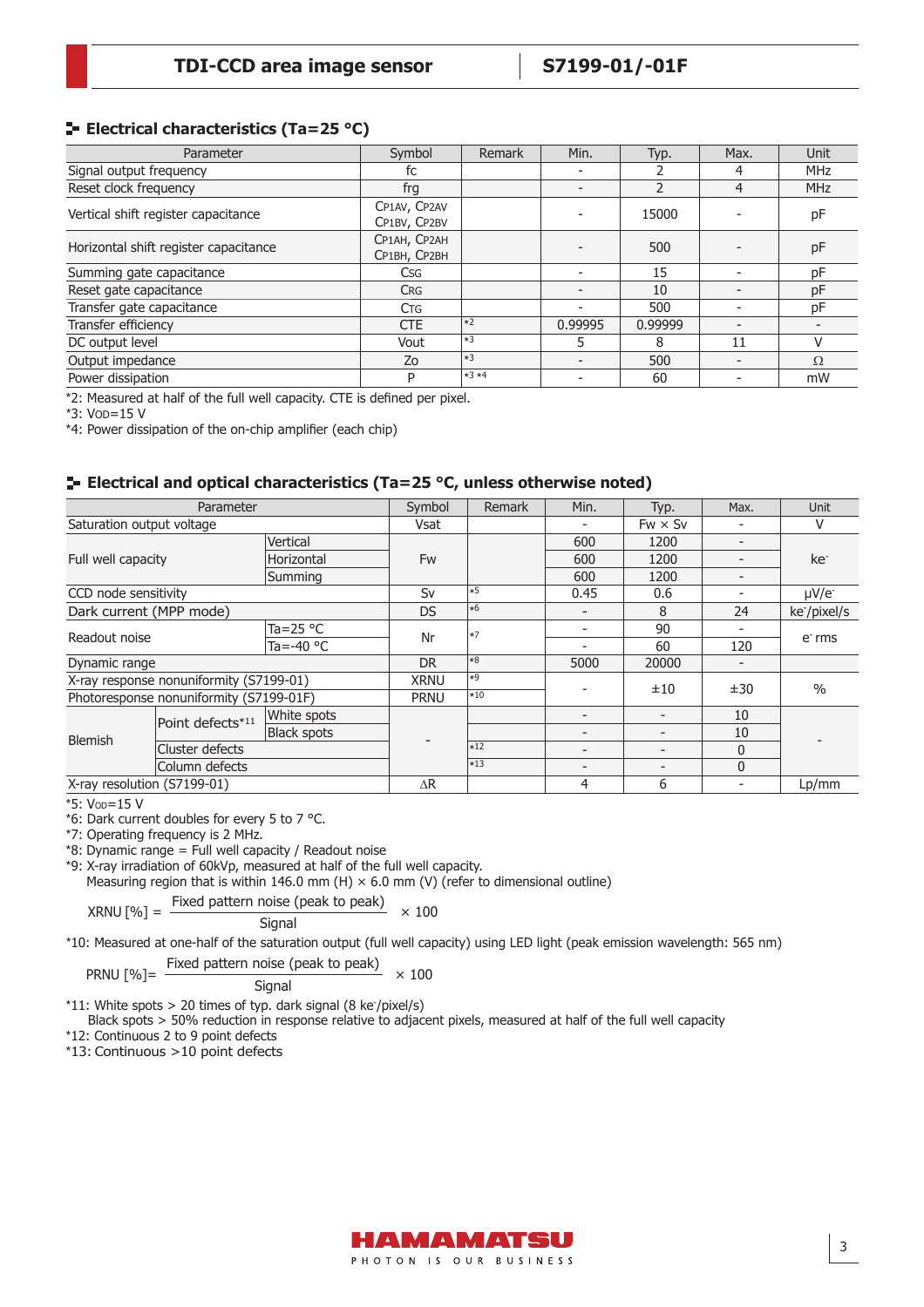## Electrical characteristics (Ta=25 °C)

| Parameter | Symbol | Remark | Min. | Typ. | Max. | Unit |
|---|---|---|---|---|---|---|
| Signal output frequency | fc | | - | 2 | 4 | MHz |
| Reset clock frequency | frg | | - | 2 | 4 | MHz |
| Vertical shift register capacitance | CP1AV, CP2AV CP1BV, CP2BV | | - | 15000 | - | pF |
| Horizontal shift register capacitance | CP1AH, CP2AH CP1BH, CP2BH | | - | 500 | - | pF |
| Summing gate capacitance | CSG | | - | 15 | - | pF |
| Reset gate capacitance | CRG | | - | 10 | - | pF |
| Transfer gate capacitance | CTG | | - | 500 | - | pF |
| Transfer efficiency | CTE | *2 | 0.99995 | 0.99999 | - | - |
| DC output level | Vout | *3 | 5 | 8 | 11 | V |
| Output impedance | Zo | *3 | - | 500 | - | Ω |
| Power dissipation | P | *3 *4 | - | 60 | - | mW |

*2: Measured at half of the full well capacity. CTE is defined per pixel.

*3: $V_{OD}$=15 V

*4: Power dissipation of the on-chip amplifier (each chip)

## Electrical and optical characteristics (Ta=25 °C, unless otherwise noted)

| Parameter | | | Symbol | Remark | Min. | Typ. | Max. | Unit |
|---|---|---|---|---|---|---|---|---|
| Saturation output voltage | | | Vsat | | - | Fw × Sv | - | V |
| Full well capacity | Vertical | | Fw | | 600 | 1200 | - | ke- |
| | Horizontal | | | | 600 | 1200 | - | |
| | Summing | | | | 600 | 1200 | - | |
| CCD node sensitivity | | | Sv | *5 | 0.45 | 0.6 | - | μV/e- |
| Dark current (MPP mode) | | | DS | *6 | - | 8 | 24 | ke-/pixel/s |
| Readout noise | Ta=25 °C | | Nr | *7 | - | 90 | - | e- rms |
| | Ta=-40 °C | | | | - | 60 | 120 | |
| Dynamic range | | | DR | *8 | 5000 | 20000 | - | |
| X-ray response nonuniformity (S7199-01) | | | XRNU | *9 | - | ±10 | ±30 | % |
| Photoresponse nonuniformity (S7199-01F) | | | PRNU | *10 | | | | |
| Blemish | Point defects*11 | White spots | - | | - | - | 10 | - |
| | | Black spots | | | - | - | 10 | |
| | Cluster defects | | | *12 | - | - | 0 | |
| | Column defects | | | *13 | - | - | 0 | |
| X-ray resolution (S7199-01) | | | ΔR | | 4 | 6 | - | Lp/mm |

*5: $V_{OD}$=15 V

*6: Dark current doubles for every 5 to 7 °C.

*7: Operating frequency is 2 MHz.

*8: Dynamic range = Full well capacity / Readout noise

*9: X-ray irradiation of 60kVp, measured at half of the full well capacity.
Measuring region that is within 146.0 mm (H) × 6.0 mm (V) (refer to dimensional outline)

$$\text{XRNU [\%]} = \frac{\text{Fixed pattern noise (peak to peak)}}{\text{Signal}} \times 100$$

*10: Measured at one-half of the saturation output (full well capacity) using LED light (peak emission wavelength: 565 nm)

$$\text{PRNU [\%]} = \frac{\text{Fixed pattern noise (peak to peak)}}{\text{Signal}} \times 100$$

*11: White spots > 20 times of typ. dark signal (8 ke-/pixel/s)
Black spots > 50% reduction in response relative to adjacent pixels, measured at half of the full well capacity

*12: Continuous 2 to 9 point defects

*13: Continuous >10 point defects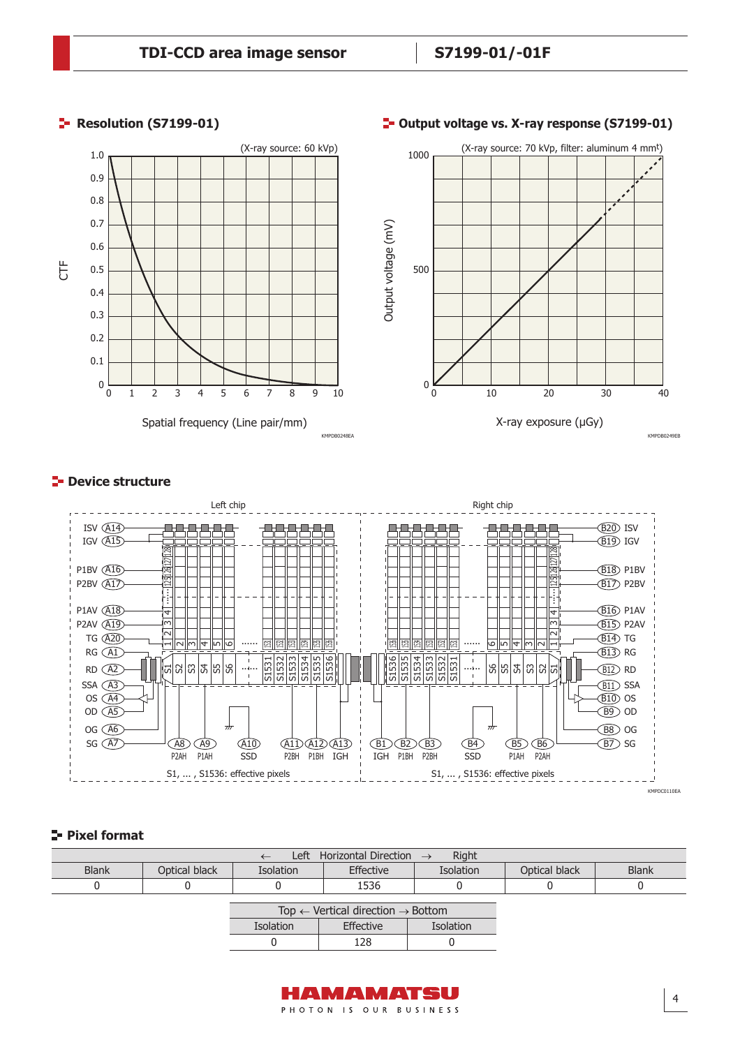## Resolution (S7199-01)

(X-ray source: 60 kVp)

CTF vs. Spatial frequency (Line pair/mm)

KMPDB0248EA

## Output voltage vs. X-ray response (S7199-01)

(X-ray source: 70 kVp, filter: aluminum 4 mm$^t$)

Output voltage (mV) vs. X-ray exposure (μGy)

KMPDB0249EB

## Device structure

Left chip / Right chip

S1, ... , S1536: effective pixels

KMPDC0110EA

## Pixel format

| ← Left | Horizontal Direction | → Right | | | | |
|---|---|---|---|---|---|---|
| Blank | Optical black | Isolation | Effective | Isolation | Optical black | Blank |
| 0 | 0 | 0 | 1536 | 0 | 0 | 0 |

| Top ← Vertical direction → Bottom | | |
|---|---|---|
| Isolation | Effective | Isolation |
| 0 | 128 | 0 |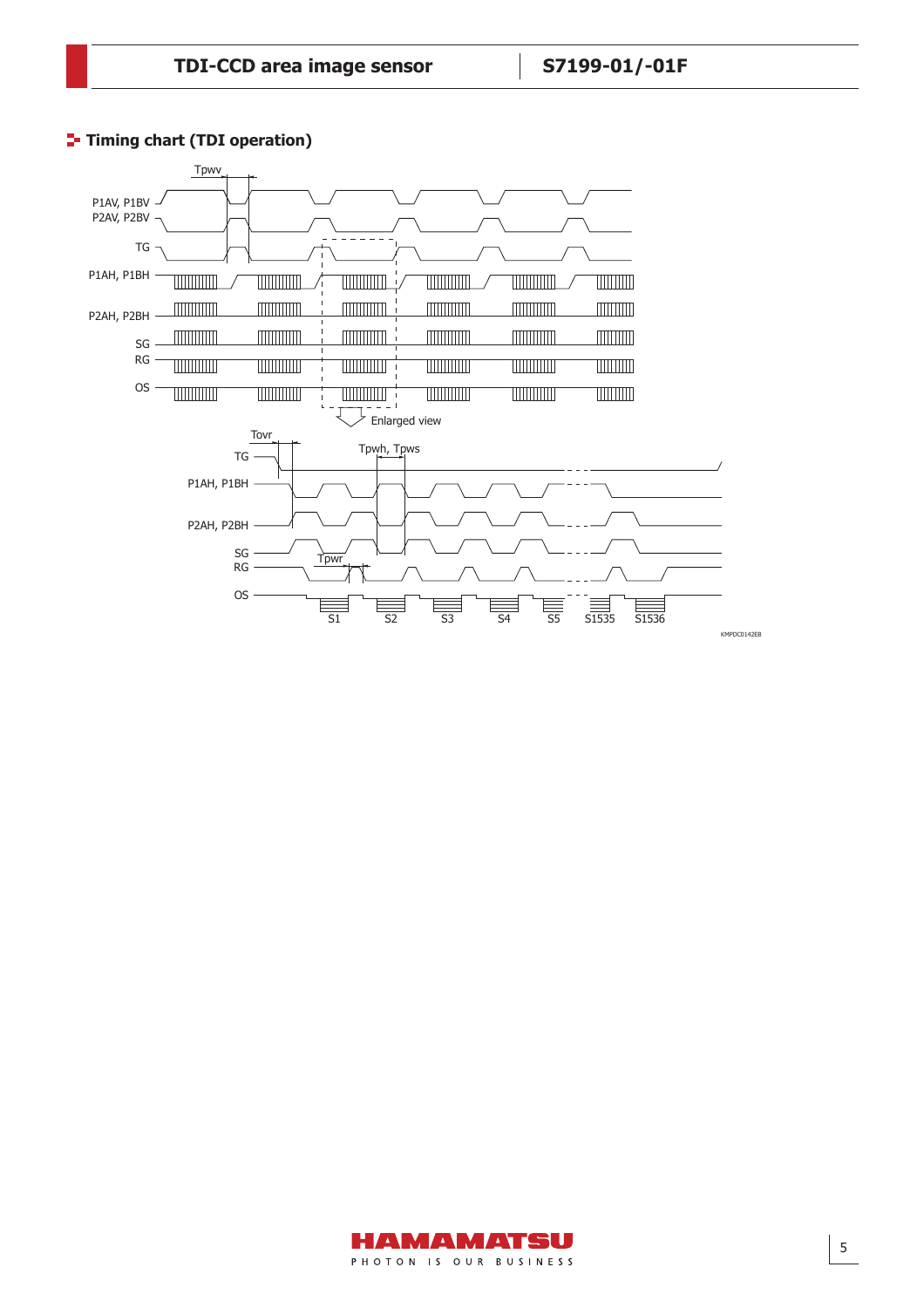## Timing chart (TDI operation)

Tpwv

P1AV, P1BV
P2AV, P2BV

TG

P1AH, P1BH

P2AH, P2BH

SG
RG

OS

Enlarged view

Tovr

TG

Tpwh, Tpws

P1AH, P1BH

P2AH, P2BH

SG
RG

Tpwr

OS

S1 S2 S3 S4 S5 S1535 S1536

KMPDC0142EB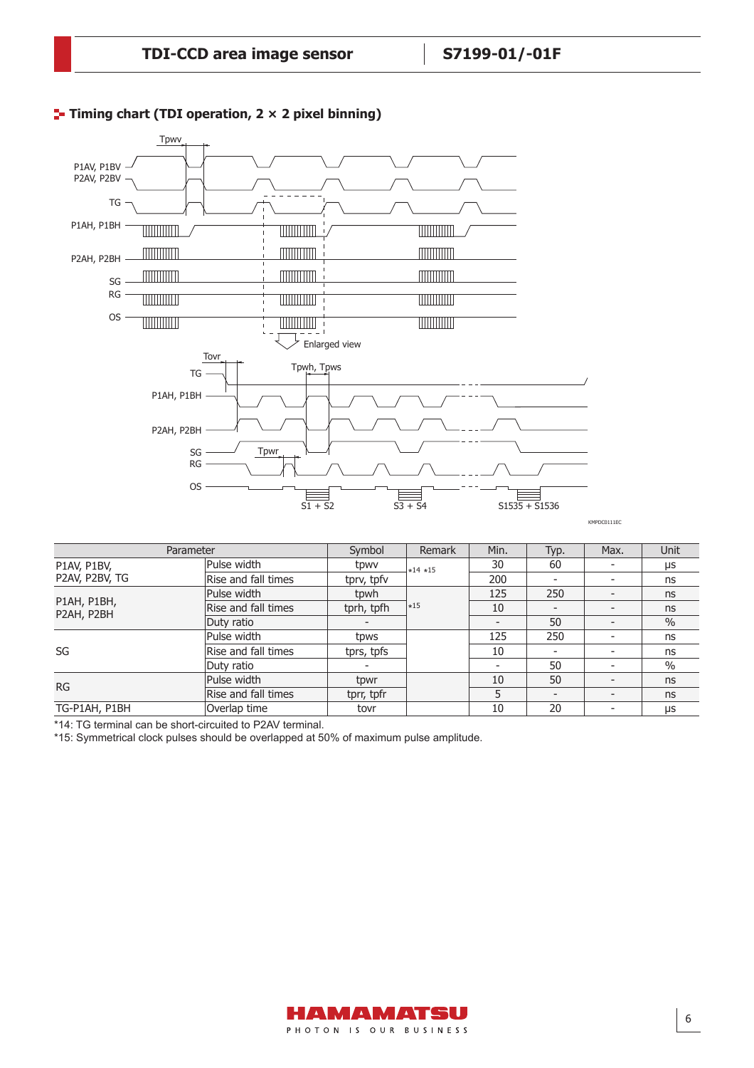## Timing chart (TDI operation, 2 × 2 pixel binning)

| Parameter | | Symbol | Remark | Min. | Typ. | Max. | Unit |
|---|---|---|---|---|---|---|---|
| P1AV, P1BV, P2AV, P2BV, TG | Pulse width | tpwv | *14 *15 | 30 | 60 | - | μs |
| | Rise and fall times | tprv, tpfv | | 200 | - | - | ns |
| P1AH, P1BH, P2AH, P2BH | Pulse width | tpwh | *15 | 125 | 250 | - | ns |
| | Rise and fall times | tprh, tpfh | | 10 | - | - | ns |
| | Duty ratio | - | | - | 50 | - | % |
| SG | Pulse width | tpws | | 125 | 250 | - | ns |
| | Rise and fall times | tprs, tpfs | | 10 | - | - | ns |
| | Duty ratio | - | | - | 50 | - | % |
| RG | Pulse width | tpwr | | 10 | 50 | - | ns |
| | Rise and fall times | tprr, tpfr | | 5 | - | - | ns |
| TG-P1AH, P1BH | Overlap time | tovr | | 10 | 20 | - | μs |

*14: TG terminal can be short-circuited to P2AV terminal.

*15: Symmetrical clock pulses should be overlapped at 50% of maximum pulse amplitude.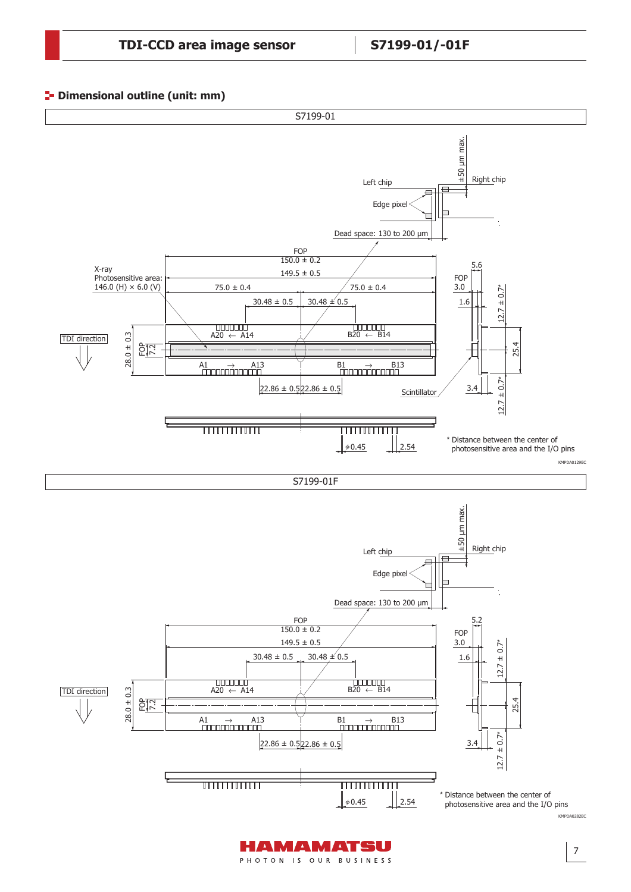## Dimensional outline (unit: mm)

S7199-01

Left chip

Right chip

±50 μm max.

Edge pixel

Dead space: 130 to 200 μm

X-ray
Photosensitive area:
146.0 (H) × 6.0 (V)

FOP
150.0 ± 0.2

149.5 ± 0.5

75.0 ± 0.4

75.0 ± 0.4

30.48 ± 0.5

30.48 ± 0.5

A20 ← A14

B20 ← B14

A1 → A13

B1 → B13

TDI direction

28.0 ± 0.3

FOP 7.2

22.86 ± 0.5

22.86 ± 0.5

Scintillator

FOP 3.0

5.6

1.6

12.7 ± 0.7*

25.4

3.4

12.7 ± 0.7*

ϕ0.45

2.54

\* Distance between the center of photosensitive area and the I/O pins

KMPDA0129EC

S7199-01F

Left chip

Right chip

±50 μm max.

Edge pixel

Dead space: 130 to 200 μm

FOP
150.0 ± 0.2

149.5 ± 0.5

30.48 ± 0.5

30.48 ± 0.5

A20 ← A14

B20 ← B14

A1 → A13

B1 → B13

TDI direction

28.0 ± 0.3

FOP 7.2

22.86 ± 0.5

22.86 ± 0.5

FOP 3.0

5.2

1.6

12.7 ± 0.7*

25.4

3.4

12.7 ± 0.7*

ϕ0.45

2.54

\* Distance between the center of photosensitive area and the I/O pins

KMPDA0282EC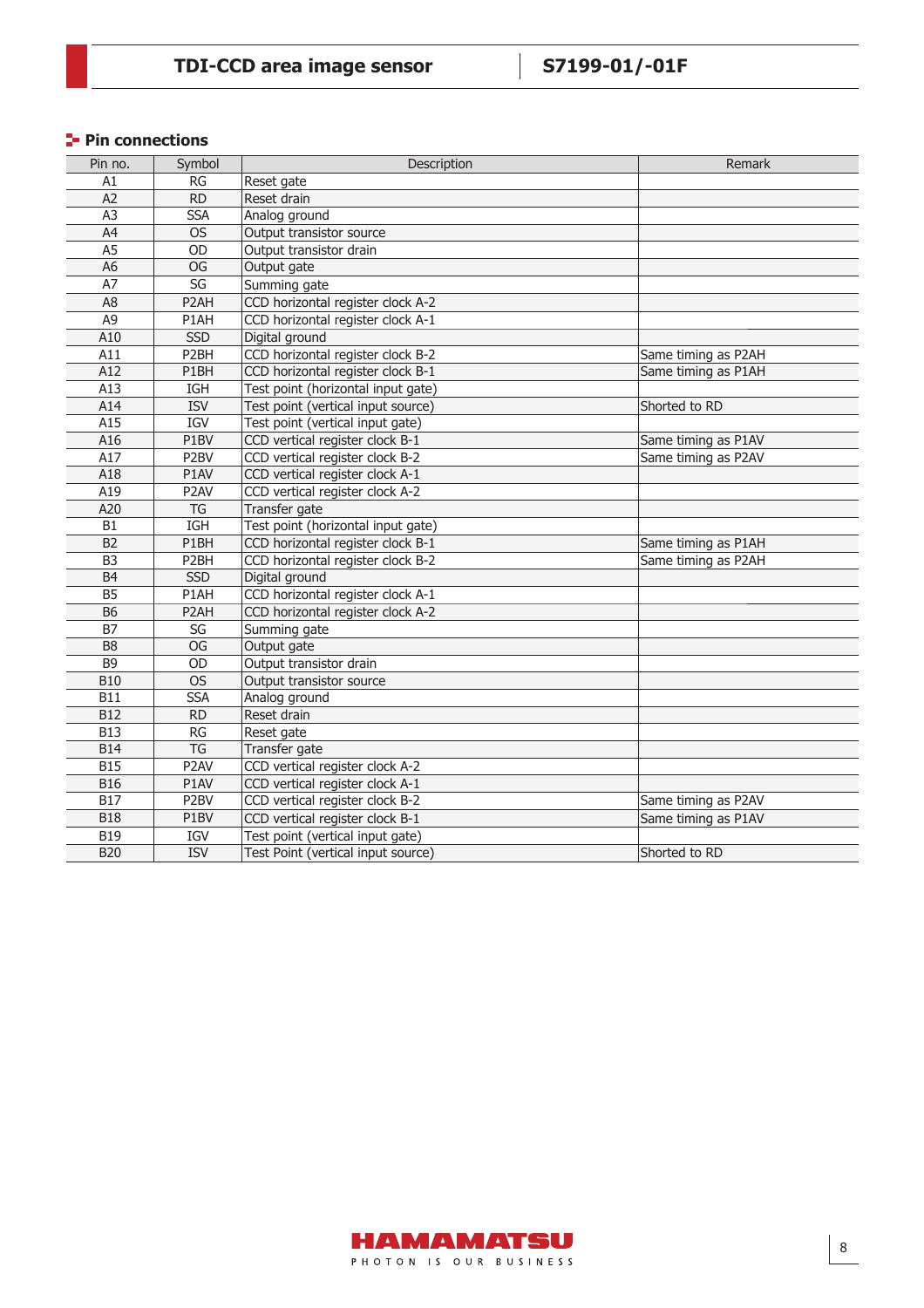## Pin connections

| Pin no. | Symbol | Description | Remark |
|---|---|---|---|
| A1 | RG | Reset gate | |
| A2 | RD | Reset drain | |
| A3 | SSA | Analog ground | |
| A4 | OS | Output transistor source | |
| A5 | OD | Output transistor drain | |
| A6 | OG | Output gate | |
| A7 | SG | Summing gate | |
| A8 | P2AH | CCD horizontal register clock A-2 | |
| A9 | P1AH | CCD horizontal register clock A-1 | |
| A10 | SSD | Digital ground | |
| A11 | P2BH | CCD horizontal register clock B-2 | Same timing as P2AH |
| A12 | P1BH | CCD horizontal register clock B-1 | Same timing as P1AH |
| A13 | IGH | Test point (horizontal input gate) | |
| A14 | ISV | Test point (vertical input source) | Shorted to RD |
| A15 | IGV | Test point (vertical input gate) | |
| A16 | P1BV | CCD vertical register clock B-1 | Same timing as P1AV |
| A17 | P2BV | CCD vertical register clock B-2 | Same timing as P2AV |
| A18 | P1AV | CCD vertical register clock A-1 | |
| A19 | P2AV | CCD vertical register clock A-2 | |
| A20 | TG | Transfer gate | |
| B1 | IGH | Test point (horizontal input gate) | |
| B2 | P1BH | CCD horizontal register clock B-1 | Same timing as P1AH |
| B3 | P2BH | CCD horizontal register clock B-2 | Same timing as P2AH |
| B4 | SSD | Digital ground | |
| B5 | P1AH | CCD horizontal register clock A-1 | |
| B6 | P2AH | CCD horizontal register clock A-2 | |
| B7 | SG | Summing gate | |
| B8 | OG | Output gate | |
| B9 | OD | Output transistor drain | |
| B10 | OS | Output transistor source | |
| B11 | SSA | Analog ground | |
| B12 | RD | Reset drain | |
| B13 | RG | Reset gate | |
| B14 | TG | Transfer gate | |
| B15 | P2AV | CCD vertical register clock A-2 | |
| B16 | P1AV | CCD vertical register clock A-1 | |
| B17 | P2BV | CCD vertical register clock B-2 | Same timing as P2AV |
| B18 | P1BV | CCD vertical register clock B-1 | Same timing as P1AV |
| B19 | IGV | Test point (vertical input gate) | |
| B20 | ISV | Test Point (vertical input source) | Shorted to RD |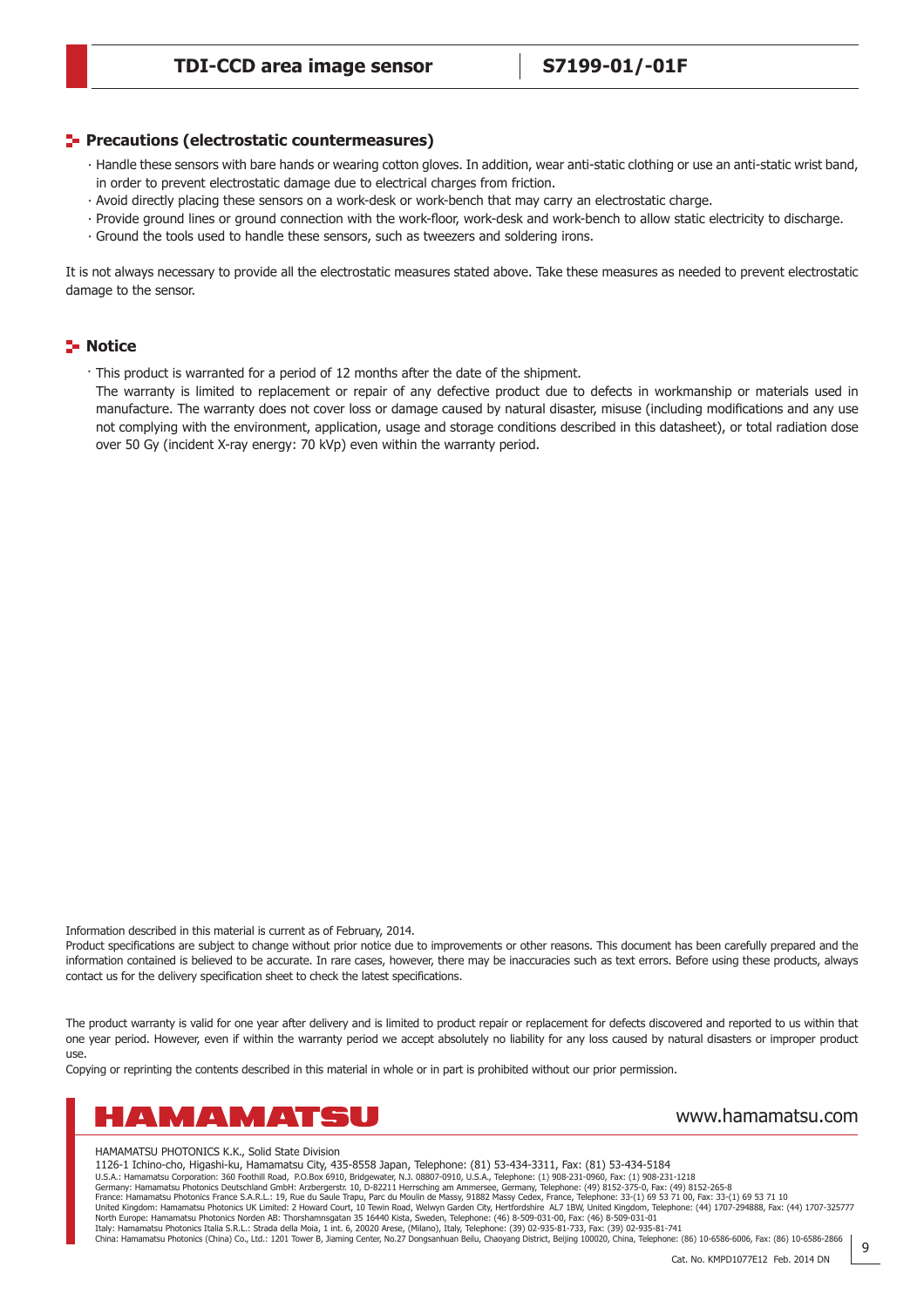## Precautions (electrostatic countermeasures)

- Handle these sensors with bare hands or wearing cotton gloves. In addition, wear anti-static clothing or use an anti-static wrist band, in order to prevent electrostatic damage due to electrical charges from friction.
- Avoid directly placing these sensors on a work-desk or work-bench that may carry an electrostatic charge.
- Provide ground lines or ground connection with the work-floor, work-desk and work-bench to allow static electricity to discharge.
- Ground the tools used to handle these sensors, such as tweezers and soldering irons.

It is not always necessary to provide all the electrostatic measures stated above. Take these measures as needed to prevent electrostatic damage to the sensor.

## Notice

- This product is warranted for a period of 12 months after the date of the shipment.
  The warranty is limited to replacement or repair of any defective product due to defects in workmanship or materials used in manufacture. The warranty does not cover loss or damage caused by natural disaster, misuse (including modifications and any use not complying with the environment, application, usage and storage conditions described in this datasheet), or total radiation dose over 50 Gy (incident X-ray energy: 70 kVp) even within the warranty period.

Information described in this material is current as of February, 2014.
Product specifications are subject to change without prior notice due to improvements or other reasons. This document has been carefully prepared and the information contained is believed to be accurate. In rare cases, however, there may be inaccuracies such as text errors. Before using these products, always contact us for the delivery specification sheet to check the latest specifications.

The product warranty is valid for one year after delivery and is limited to product repair or replacement for defects discovered and reported to us within that one year period. However, even if within the warranty period we accept absolutely no liability for any loss caused by natural disasters or improper product use.
Copying or reprinting the contents described in this material in whole or in part is prohibited without our prior permission.

HAMAMATSU

www.hamamatsu.com

HAMAMATSU PHOTONICS K.K., Solid State Division
1126-1 Ichino-cho, Higashi-ku, Hamamatsu City, 435-8558 Japan, Telephone: (81) 53-434-3311, Fax: (81) 53-434-5184
U.S.A.: Hamamatsu Corporation: 360 Foothill Road, P.O.Box 6910, Bridgewater, N.J. 08807-0910, U.S.A., Telephone: (1) 908-231-0960, Fax: (1) 908-231-1218
Germany: Hamamatsu Photonics Deutschland GmbH: Arzbergerstr. 10, D-82211 Herrsching am Ammersee, Germany, Telephone: (49) 8152-375-0, Fax: (49) 8152-265-8
France: Hamamatsu Photonics France S.A.R.L.: 19, Rue du Saule Trapu, Parc du Moulin de Massy, 91882 Massy Cedex, France, Telephone: 33-(1) 69 53 71 00, Fax: 33-(1) 69 53 71 10
United Kingdom: Hamamatsu Photonics UK Limited: 2 Howard Court, 10 Tewin Road, Welwyn Garden City, Hertfordshire AL7 1BW, United Kingdom, Telephone: (44) 1707-294888, Fax: (44) 1707-325777
North Europe: Hamamatsu Photonics Norden AB: Thorshamnsgatan 35 16440 Kista, Sweden, Telephone: (46) 8-509-031-00, Fax: (46) 8-509-031-01
Italy: Hamamatsu Photonics Italia S.R.L.: Strada della Moia, 1 int. 6, 20020 Arese, (Milano), Italy, Telephone: (39) 02-935-81-733, Fax: (39) 02-935-81-741
China: Hamamatsu Photonics (China) Co., Ltd.: 1201 Tower B, Jiaming Center, No.27 Dongsanhuan Beilu, Chaoyang District, Beijing 100020, China, Telephone: (86) 10-6586-6006, Fax: (86) 10-6586-2866

Cat. No. KMPD1077E12 Feb. 2014 DN